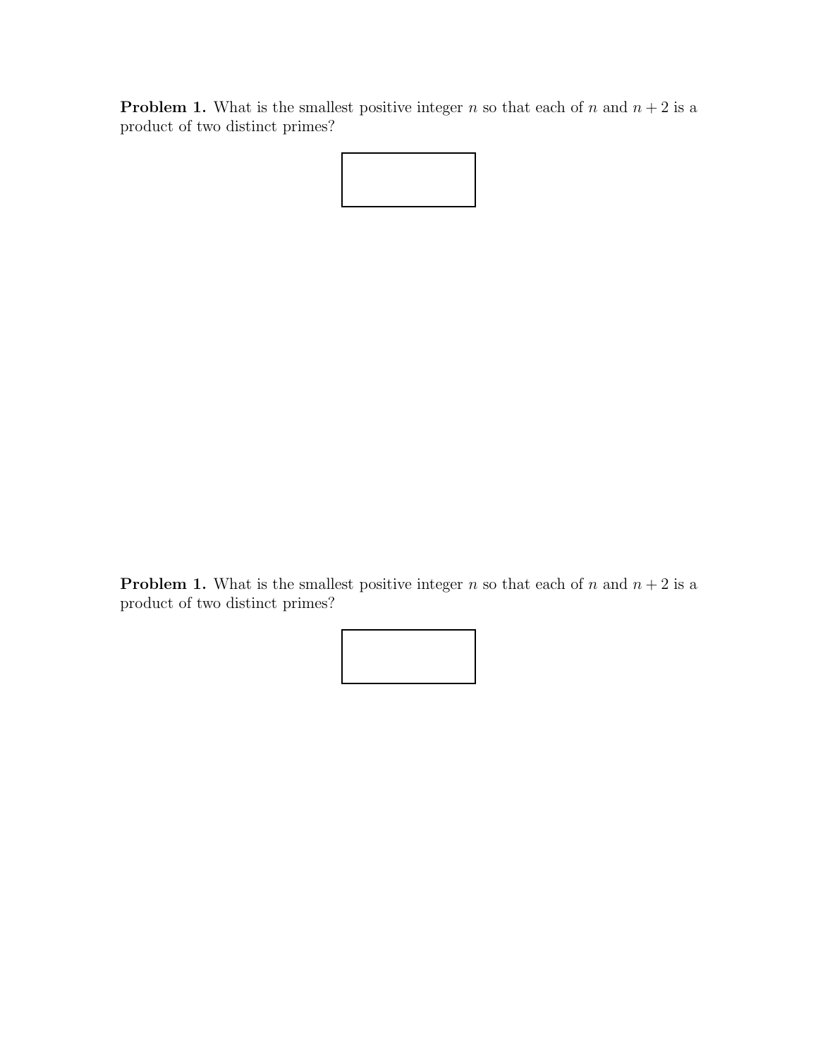**Problem 1.** What is the smallest positive integer $n$ so that each of $n$ and $n+2$ is a product of two distinct primes?

**Problem 1.** What is the smallest positive integer $n$ so that each of $n$ and $n+2$ is a product of two distinct primes?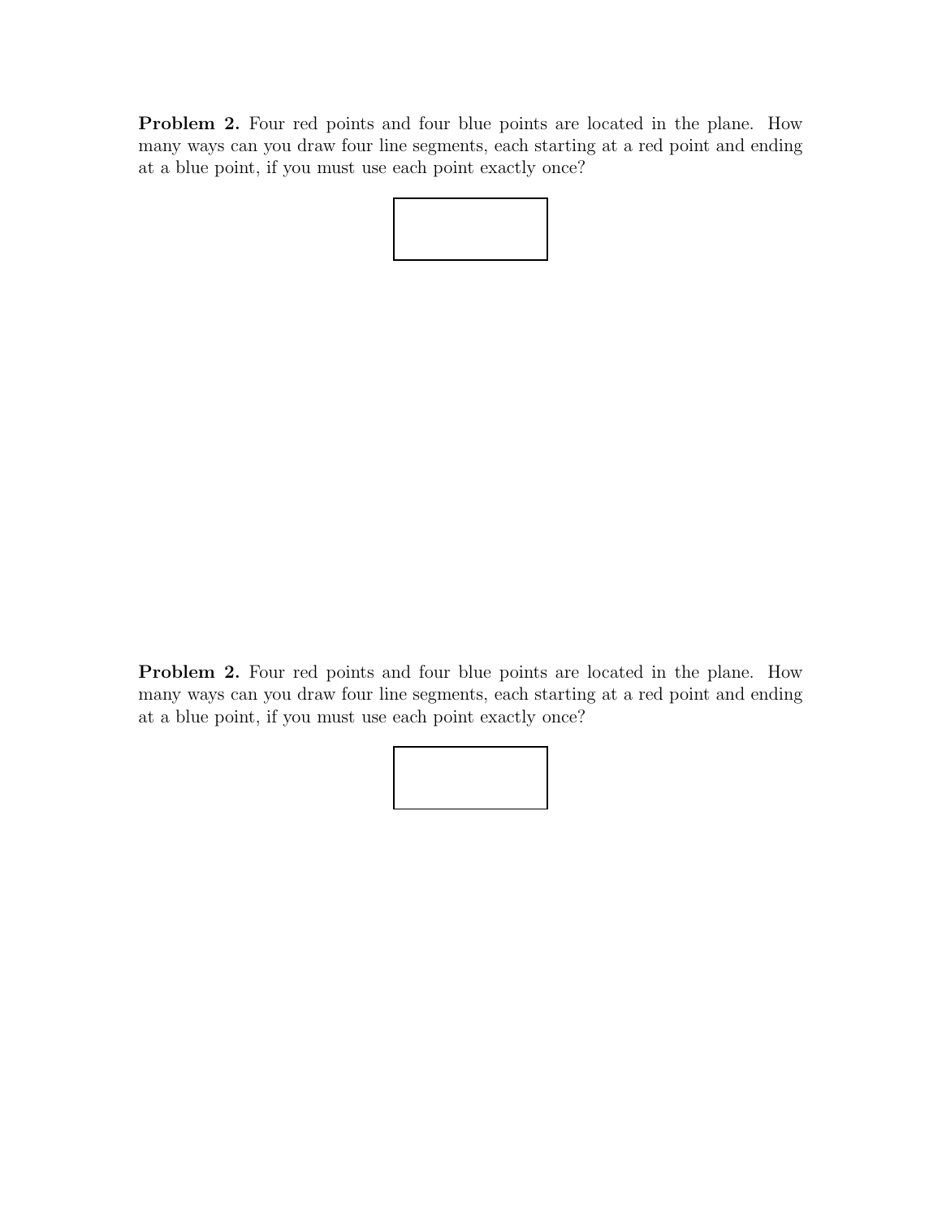**Problem 2.** Four red points and four blue points are located in the plane. How many ways can you draw four line segments, each starting at a red point and ending at a blue point, if you must use each point exactly once?

**Problem 2.** Four red points and four blue points are located in the plane. How many ways can you draw four line segments, each starting at a red point and ending at a blue point, if you must use each point exactly once?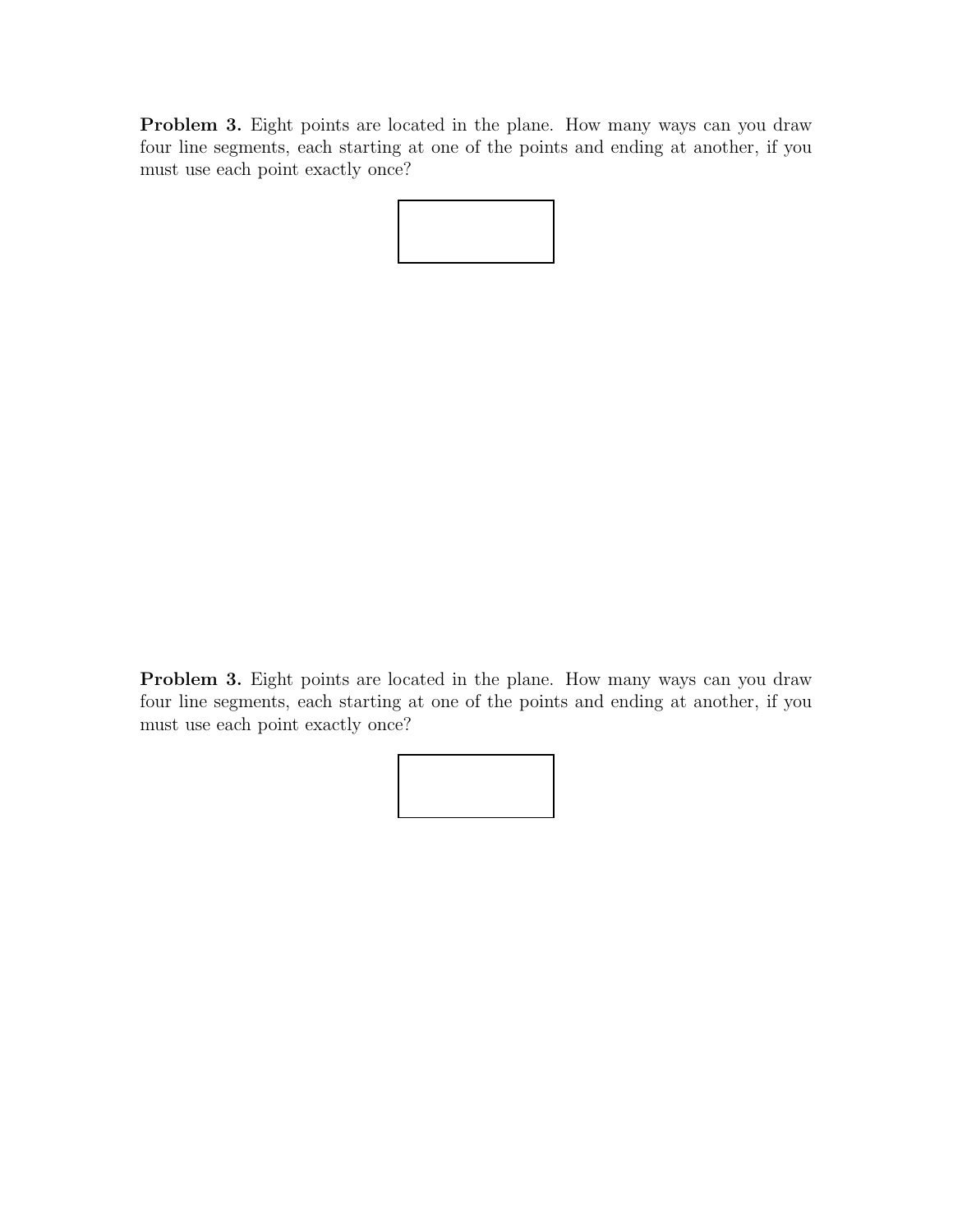**Problem 3.** Eight points are located in the plane. How many ways can you draw four line segments, each starting at one of the points and ending at another, if you must use each point exactly once?

**Problem 3.** Eight points are located in the plane. How many ways can you draw four line segments, each starting at one of the points and ending at another, if you must use each point exactly once?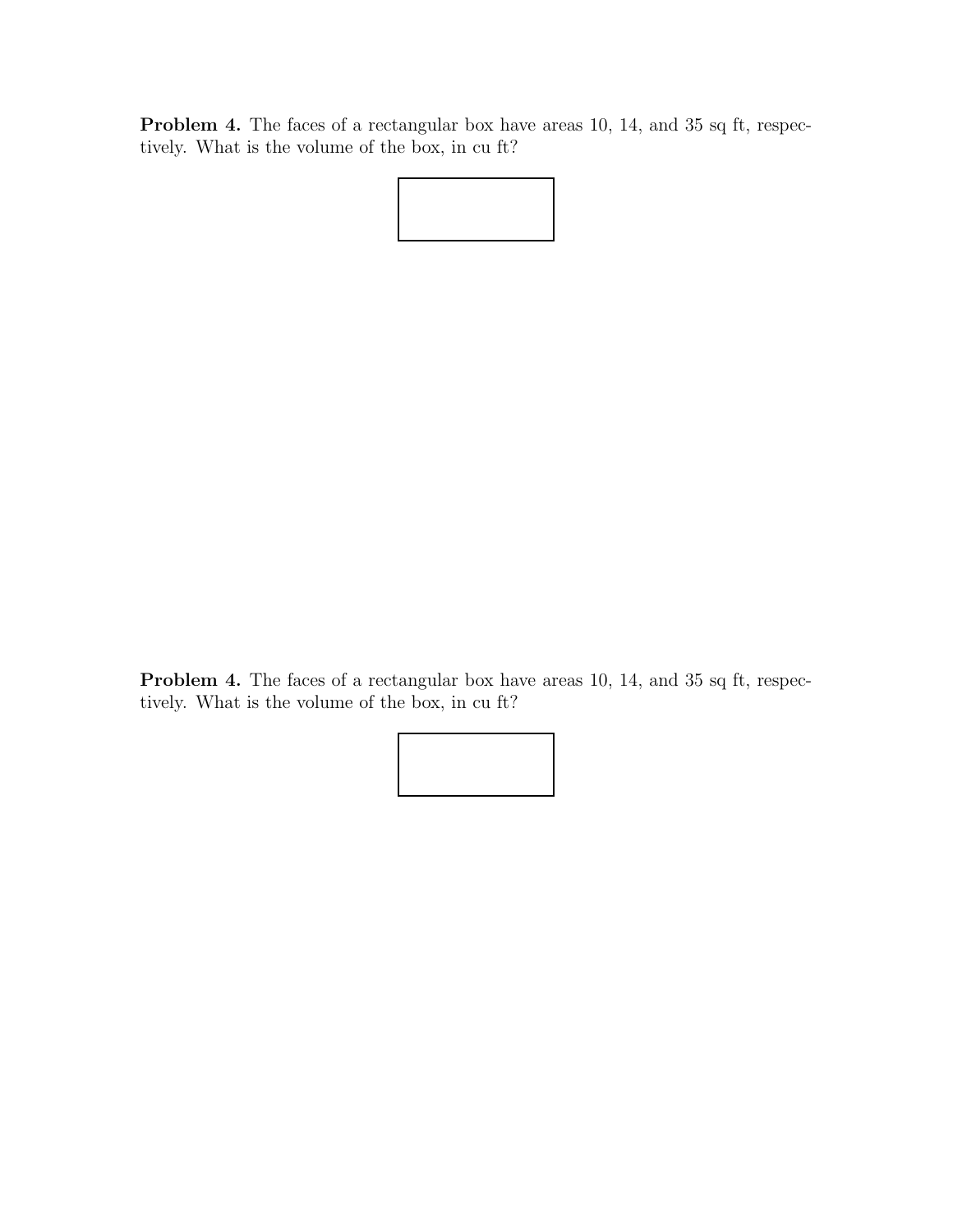**Problem 4.** The faces of a rectangular box have areas 10, 14, and 35 sq ft, respectively. What is the volume of the box, in cu ft?

**Problem 4.** The faces of a rectangular box have areas 10, 14, and 35 sq ft, respectively. What is the volume of the box, in cu ft?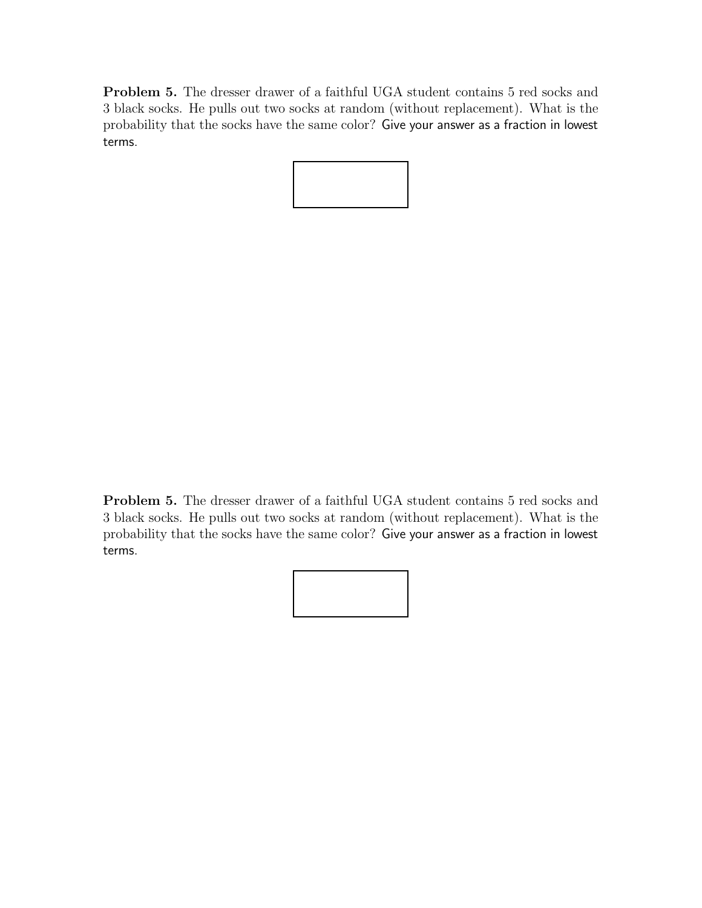**Problem 5.** The dresser drawer of a faithful UGA student contains 5 red socks and 3 black socks. He pulls out two socks at random (without replacement). What is the probability that the socks have the same color? Give your answer as a fraction in lowest terms.

**Problem 5.** The dresser drawer of a faithful UGA student contains 5 red socks and 3 black socks. He pulls out two socks at random (without replacement). What is the probability that the socks have the same color? Give your answer as a fraction in lowest terms.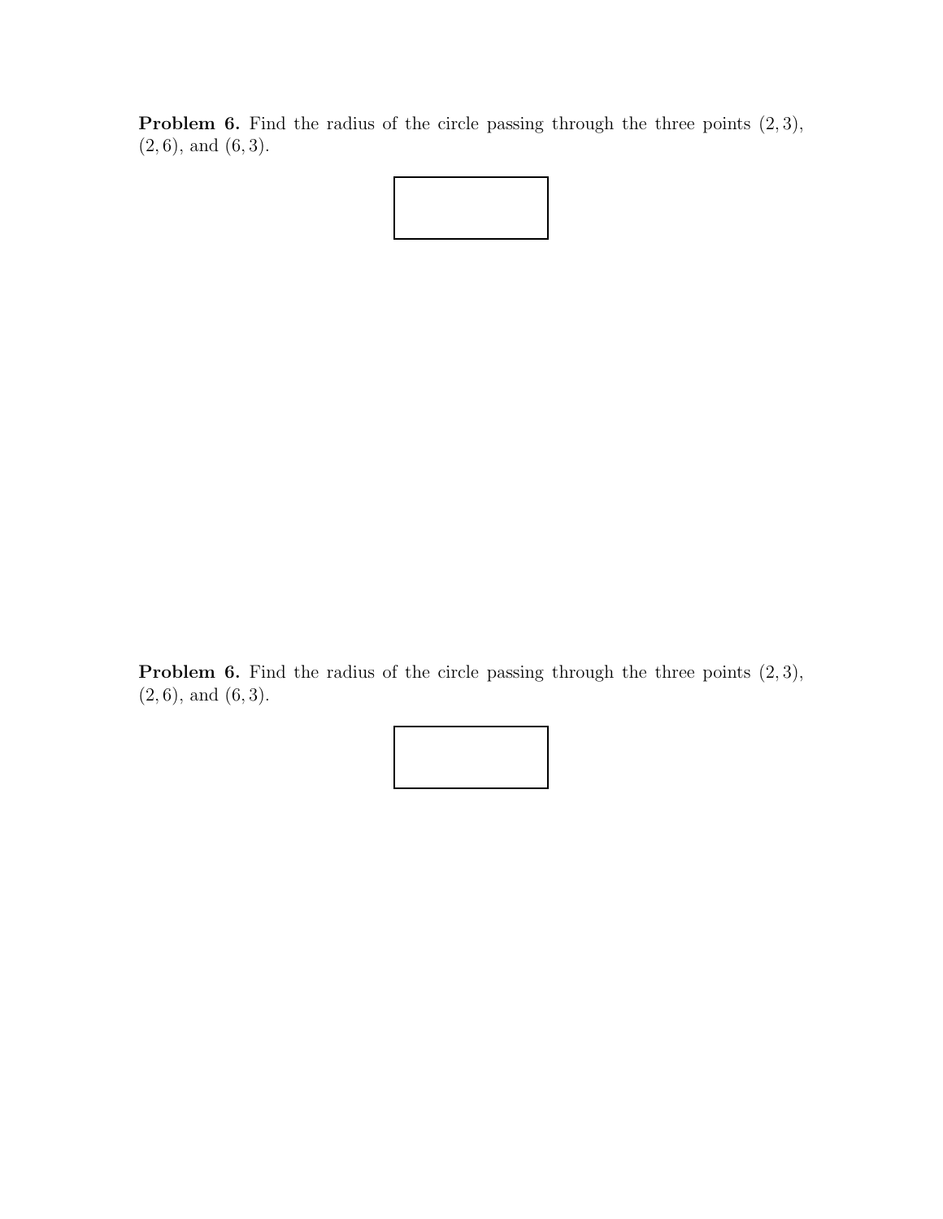**Problem 6.** Find the radius of the circle passing through the three points $(2, 3)$, $(2, 6)$, and $(6, 3)$.

**Problem 6.** Find the radius of the circle passing through the three points $(2, 3)$, $(2, 6)$, and $(6, 3)$.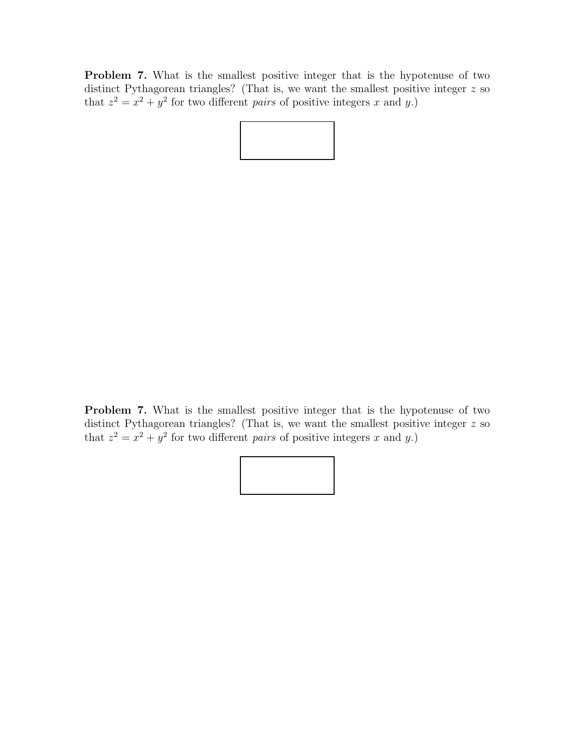**Problem 7.** What is the smallest positive integer that is the hypotenuse of two distinct Pythagorean triangles? (That is, we want the smallest positive integer $z$ so that $z^2 = x^2 + y^2$ for two different *pairs* of positive integers $x$ and $y$.)

**Problem 7.** What is the smallest positive integer that is the hypotenuse of two distinct Pythagorean triangles? (That is, we want the smallest positive integer $z$ so that $z^2 = x^2 + y^2$ for two different *pairs* of positive integers $x$ and $y$.)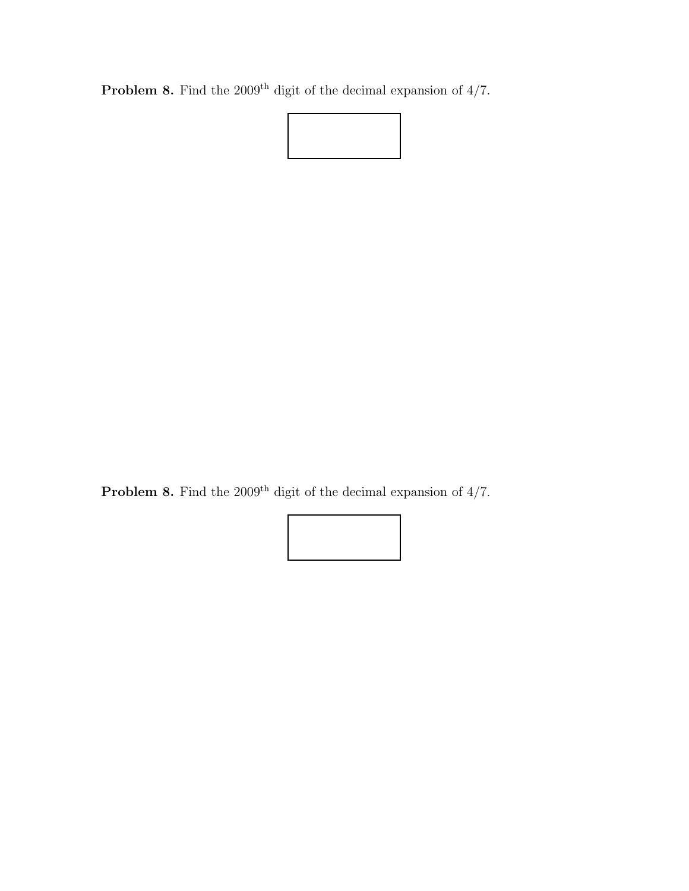**Problem 8.** Find the $2009^{\text{th}}$ digit of the decimal expansion of $4/7$.

**Problem 8.** Find the $2009^{\text{th}}$ digit of the decimal expansion of $4/7$.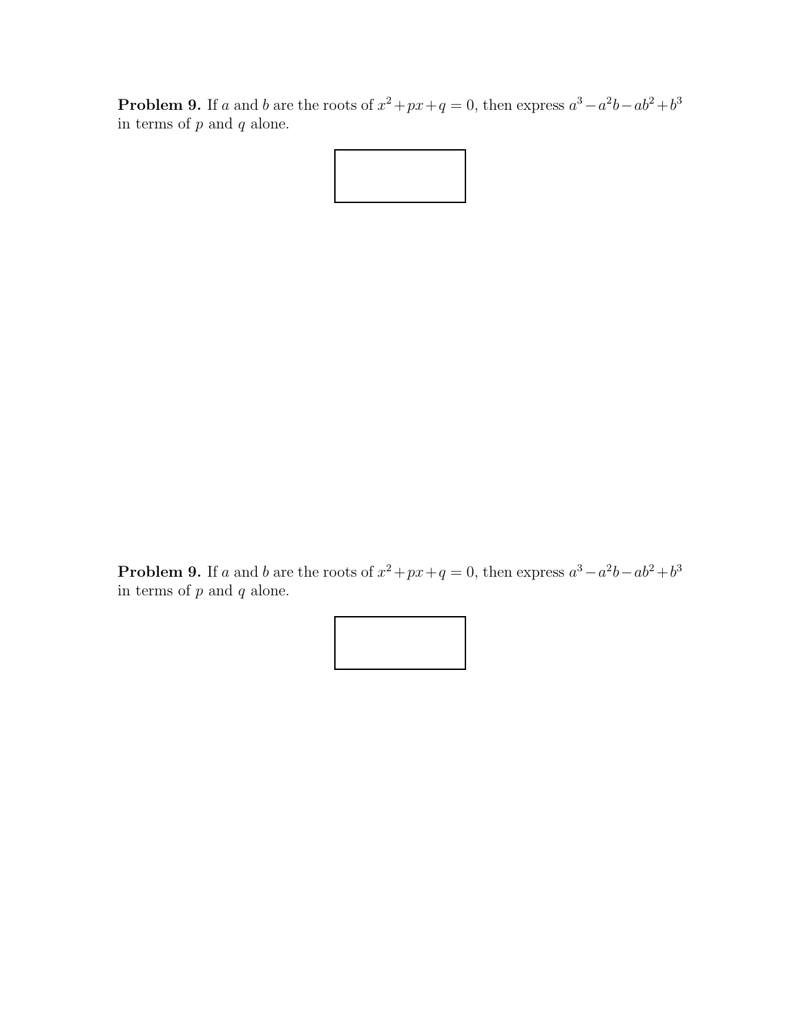**Problem 9.** If $a$ and $b$ are the roots of $x^2+px+q=0$, then express $a^3-a^2b-ab^2+b^3$ in terms of $p$ and $q$ alone.

**Problem 9.** If $a$ and $b$ are the roots of $x^2+px+q=0$, then express $a^3-a^2b-ab^2+b^3$ in terms of $p$ and $q$ alone.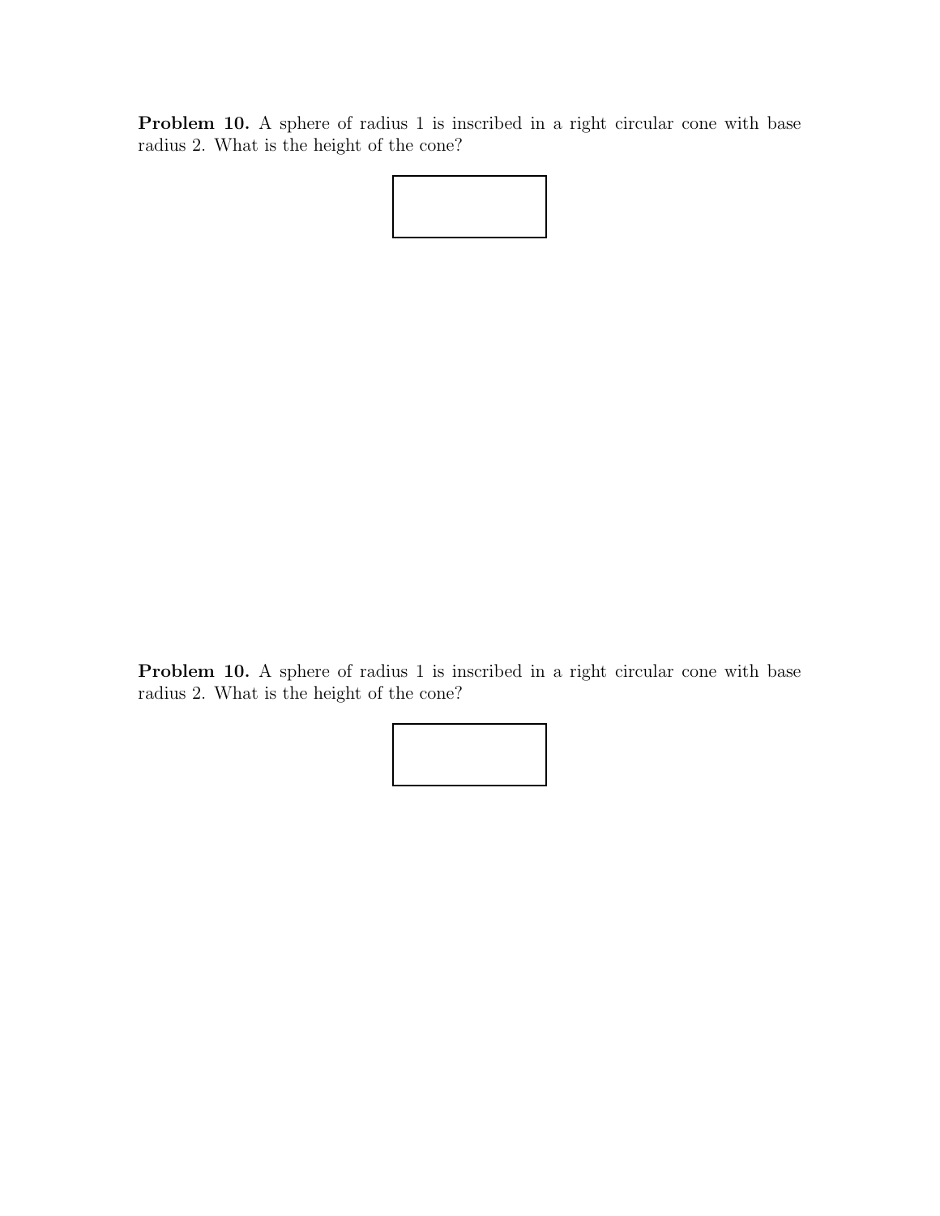**Problem 10.** A sphere of radius 1 is inscribed in a right circular cone with base radius 2. What is the height of the cone?

**Problem 10.** A sphere of radius 1 is inscribed in a right circular cone with base radius 2. What is the height of the cone?